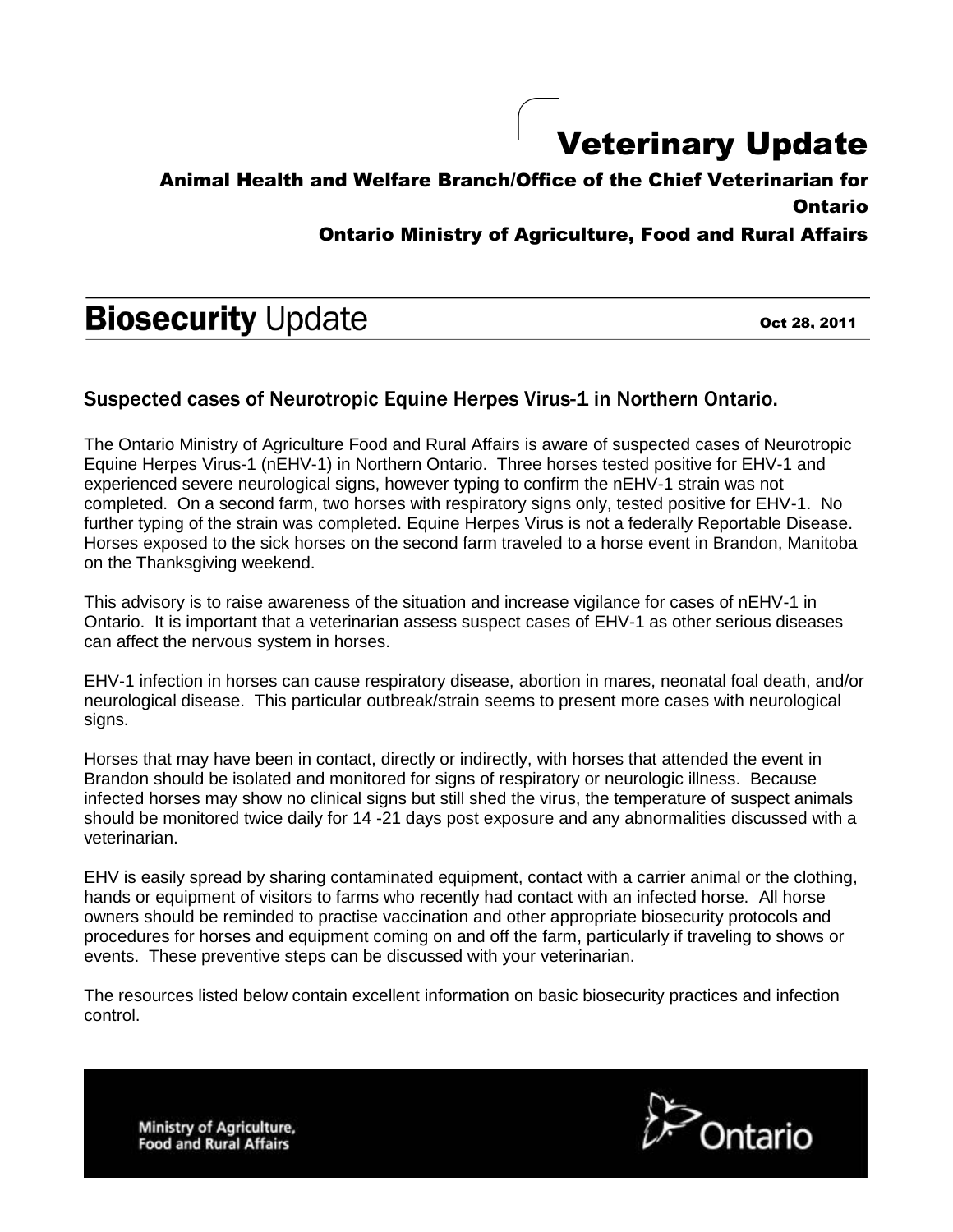# Veterinary Update

### Animal Health and Welfare Branch/Office of the Chief Veterinarian for Ontario

### Ontario Ministry of Agriculture, Food and Rural Affairs

## **Biosecurity** Update

Oct 28, 2011

### Suspected cases of Neurotropic Equine Herpes Virus-1 in Northern Ontario.

The Ontario Ministry of Agriculture Food and Rural Affairs is aware of suspected cases of Neurotropic Equine Herpes Virus-1 (nEHV-1) in Northern Ontario. Three horses tested positive for EHV-1 and experienced severe neurological signs, however typing to confirm the nEHV-1 strain was not completed. On a second farm, two horses with respiratory signs only, tested positive for EHV-1. No further typing of the strain was completed. Equine Herpes Virus is not a federally Reportable Disease. Horses exposed to the sick horses on the second farm traveled to a horse event in Brandon, Manitoba on the Thanksgiving weekend.

This advisory is to raise awareness of the situation and increase vigilance for cases of nEHV-1 in Ontario. It is important that a veterinarian assess suspect cases of EHV-1 as other serious diseases can affect the nervous system in horses.

EHV-1 infection in horses can cause respiratory disease, abortion in mares, neonatal foal death, and/or neurological disease. This particular outbreak/strain seems to present more cases with neurological signs.

Horses that may have been in contact, directly or indirectly, with horses that attended the event in Brandon should be isolated and monitored for signs of respiratory or neurologic illness. Because infected horses may show no clinical signs but still shed the virus, the temperature of suspect animals should be monitored twice daily for 14 -21 days post exposure and any abnormalities discussed with a veterinarian.

EHV is easily spread by sharing contaminated equipment, contact with a carrier animal or the clothing, hands or equipment of visitors to farms who recently had contact with an infected horse. All horse owners should be reminded to practise vaccination and other appropriate biosecurity protocols and procedures for horses and equipment coming on and off the farm, particularly if traveling to shows or events. These preventive steps can be discussed with your veterinarian.

The resources listed below contain excellent information on basic biosecurity practices and infection control.

Ministry of Agriculture, Food and Rural Affairs

Ontario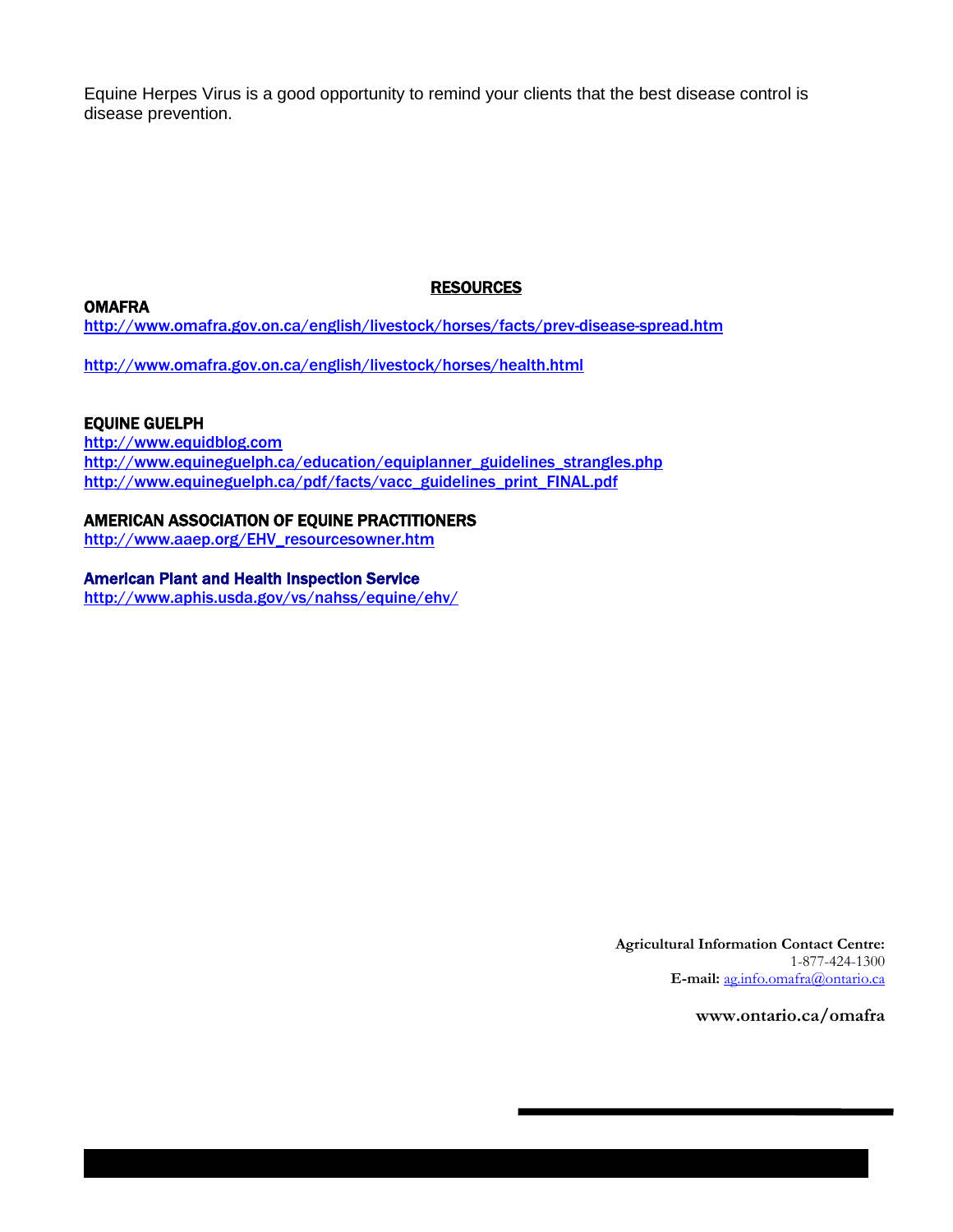Equine Herpes Virus is a good opportunity to remind your clients that the best disease control is disease prevention.

## RESOURCES

**OMAFRA**

http://www.omafra.gov.on.ca/english/livestock/horses/facts/prev-disease-spread.htm

http://www.omafra.gov.on.ca/english/livestock/horses/health.html

**EQUINE GUELPH**

http://www.equidblog.com
http://www.equineguelph.ca/education/equiplanner_guidelines_strangles.php
http://www.equineguelph.ca/pdf/facts/vacc_guidelines_print_FINAL.pdf

**AMERICAN ASSOCIATION OF EQUINE PRACTITIONERS**

http://www.aaep.org/EHV_resourcesowner.htm

**American Plant and Health Inspection Service**

http://www.aphis.usda.gov/vs/nahss/equine/ehv/

**Agricultural Information Contact Centre:**
1-877-424-1300
**E-mail:** ag.info.omafra@ontario.ca

**www.ontario.ca/omafra**